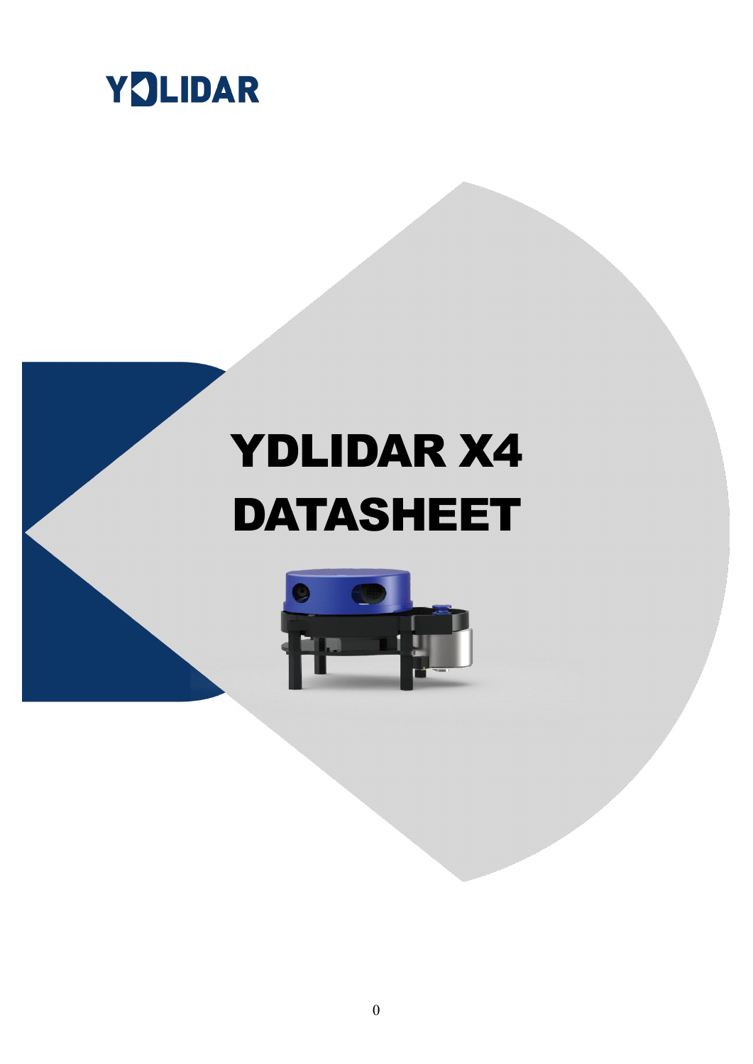YDLIDAR

# YDLIDAR X4 DATASHEET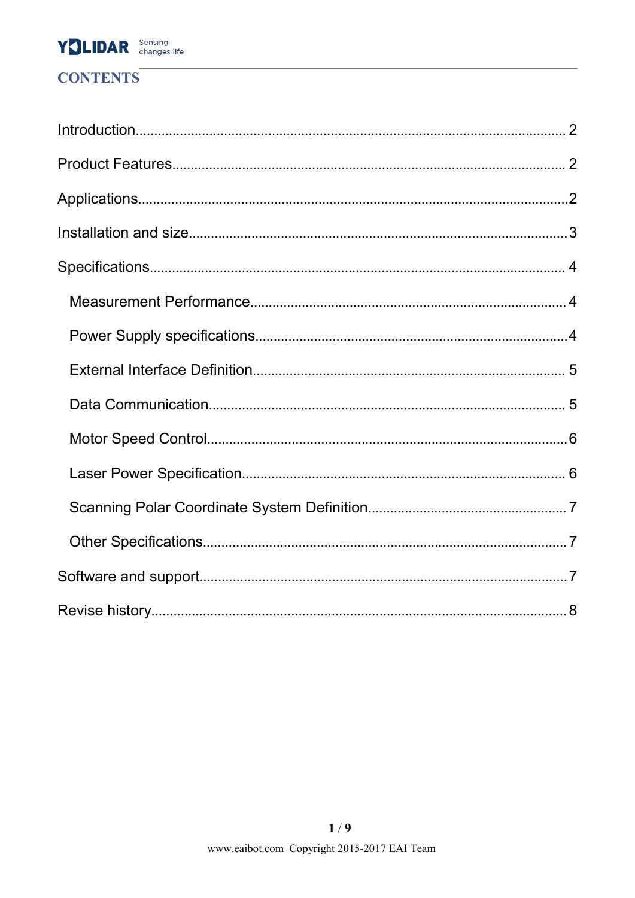# CONTENTS

Introduction.......................................................................................................... 2

Product Features.................................................................................................. 2

Applications..........................................................................................................2

Installation and size..............................................................................................3

Specifications........................................................................................................ 4

  Measurement Performance............................................................................. 4

  Power Supply specifications.............................................................................4

  External Interface Definition............................................................................. 5

  Data Communication........................................................................................ 5

  Motor Speed Control.........................................................................................6

  Laser Power Specification................................................................................ 6

  Scanning Polar Coordinate System Definition.................................................7

  Other Specifications..........................................................................................7

Software and support...........................................................................................7

Revise history........................................................................................................8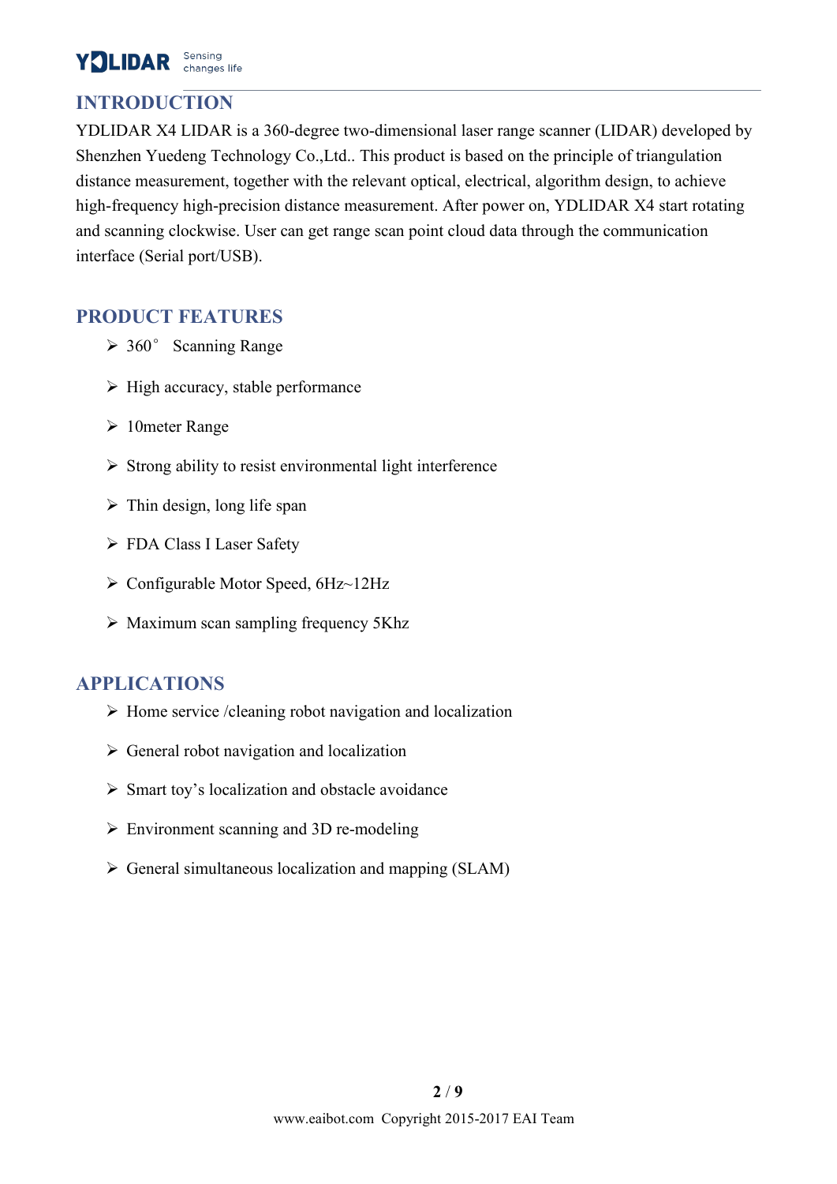## INTRODUCTION

YDLIDAR X4 LIDAR is a 360-degree two-dimensional laser range scanner (LIDAR) developed by Shenzhen Yuedeng Technology Co.,Ltd.. This product is based on the principle of triangulation distance measurement, together with the relevant optical, electrical, algorithm design, to achieve high-frequency high-precision distance measurement. After power on, YDLIDAR X4 start rotating and scanning clockwise. User can get range scan point cloud data through the communication interface (Serial port/USB).

## PRODUCT FEATURES

- 360° Scanning Range
- High accuracy, stable performance
- 10meter Range
- Strong ability to resist environmental light interference
- Thin design, long life span
- FDA Class I Laser Safety
- Configurable Motor Speed, 6Hz~12Hz
- Maximum scan sampling frequency 5Khz

## APPLICATIONS

- Home service /cleaning robot navigation and localization
- General robot navigation and localization
- Smart toy's localization and obstacle avoidance
- Environment scanning and 3D re-modeling
- General simultaneous localization and mapping (SLAM)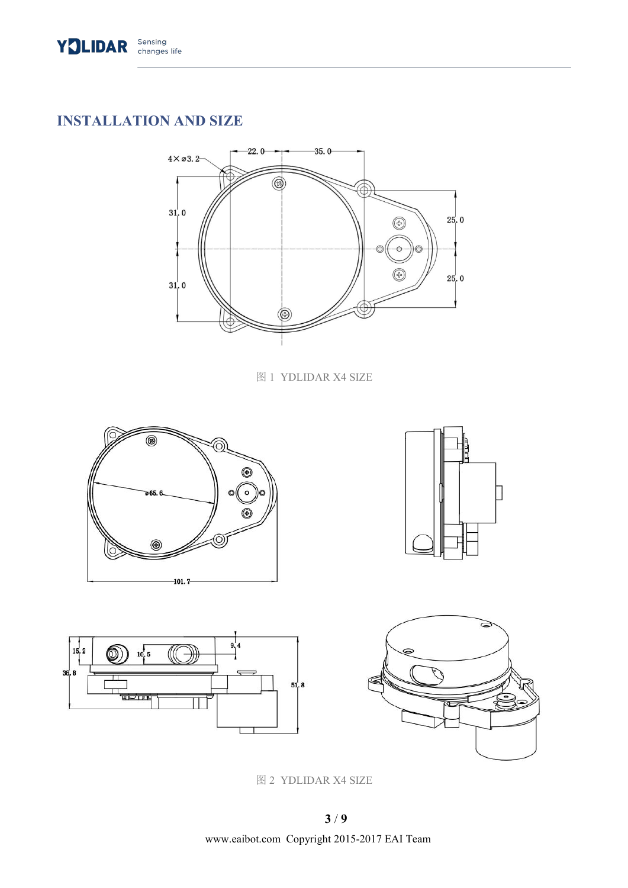## INSTALLATION AND SIZE

图 1 YDLIDAR X4 SIZE

图 2 YDLIDAR X4 SIZE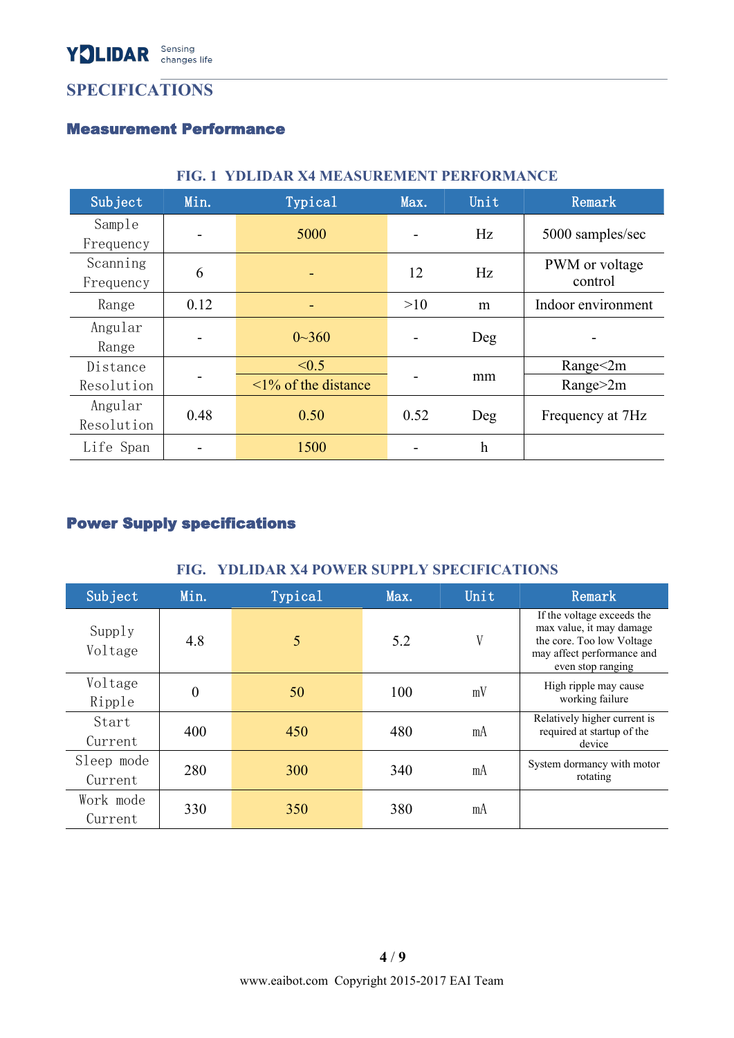## SPECIFICATIONS

### Measurement Performance

FIG. 1 YDLIDAR X4 MEASUREMENT PERFORMANCE

| Subject | Min. | Typical | Max. | Unit | Remark |
|---|---|---|---|---|---|
| Sample Frequency | - | 5000 | - | Hz | 5000 samples/sec |
| Scanning Frequency | 6 | - | 12 | Hz | PWM or voltage control |
| Range | 0.12 | - | >10 | m | Indoor environment |
| Angular Range | - | 0~360 | - | Deg | - |
| Distance Resolution | - | <0.5 | - | mm | Range<2m |
| | | <1% of the distance | | | Range>2m |
| Angular Resolution | 0.48 | 0.50 | 0.52 | Deg | Frequency at 7Hz |
| Life Span | - | 1500 | - | h | |

### Power Supply specifications

FIG. YDLIDAR X4 POWER SUPPLY SPECIFICATIONS

| Subject | Min. | Typical | Max. | Unit | Remark |
|---|---|---|---|---|---|
| Supply Voltage | 4.8 | 5 | 5.2 | V | If the voltage exceeds the max value, it may damage the core. Too low Voltage may affect performance and even stop ranging |
| Voltage Ripple | 0 | 50 | 100 | mV | High ripple may cause working failure |
| Start Current | 400 | 450 | 480 | mA | Relatively higher current is required at startup of the device |
| Sleep mode Current | 280 | 300 | 340 | mA | System dormancy with motor rotating |
| Work mode Current | 330 | 350 | 380 | mA | |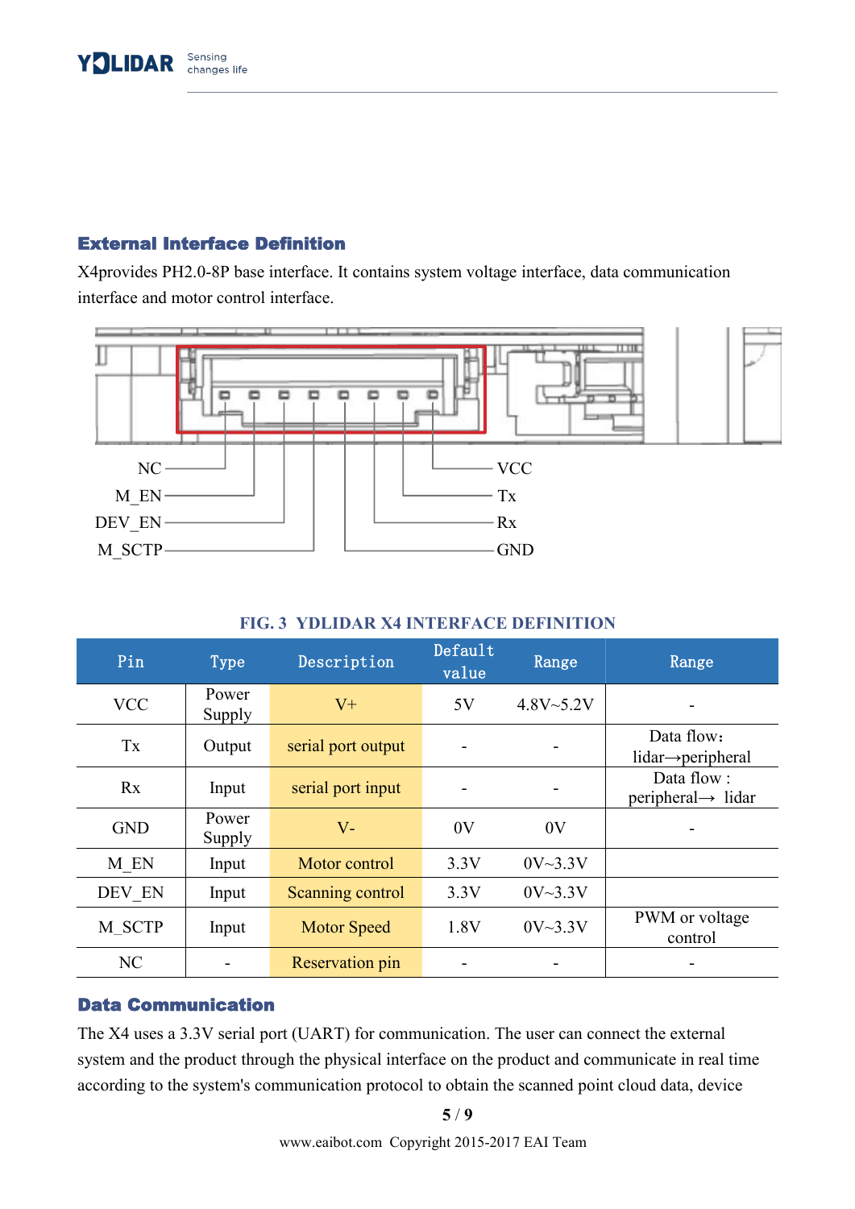## External Interface Definition

X4provides PH2.0-8P base interface. It contains system voltage interface, data communication interface and motor control interface.

NC M_EN DEV_EN M_SCTP VCC Tx Rx GND

FIG. 3 YDLIDAR X4 INTERFACE DEFINITION

| Pin | Type | Description | Default value | Range | Range |
|---|---|---|---|---|---|
| VCC | Power Supply | V+ | 5V | 4.8V~5.2V | - |
| Tx | Output | serial port output | - | - | Data flow: lidar→peripheral |
| Rx | Input | serial port input | - | - | Data flow : peripheral→ lidar |
| GND | Power Supply | V- | 0V | 0V | - |
| M_EN | Input | Motor control | 3.3V | 0V~3.3V | |
| DEV_EN | Input | Scanning control | 3.3V | 0V~3.3V | |
| M_SCTP | Input | Motor Speed | 1.8V | 0V~3.3V | PWM or voltage control |
| NC | - | Reservation pin | - | - | - |

## Data Communication

The X4 uses a 3.3V serial port (UART) for communication. The user can connect the external system and the product through the physical interface on the product and communicate in real time according to the system's communication protocol to obtain the scanned point cloud data, device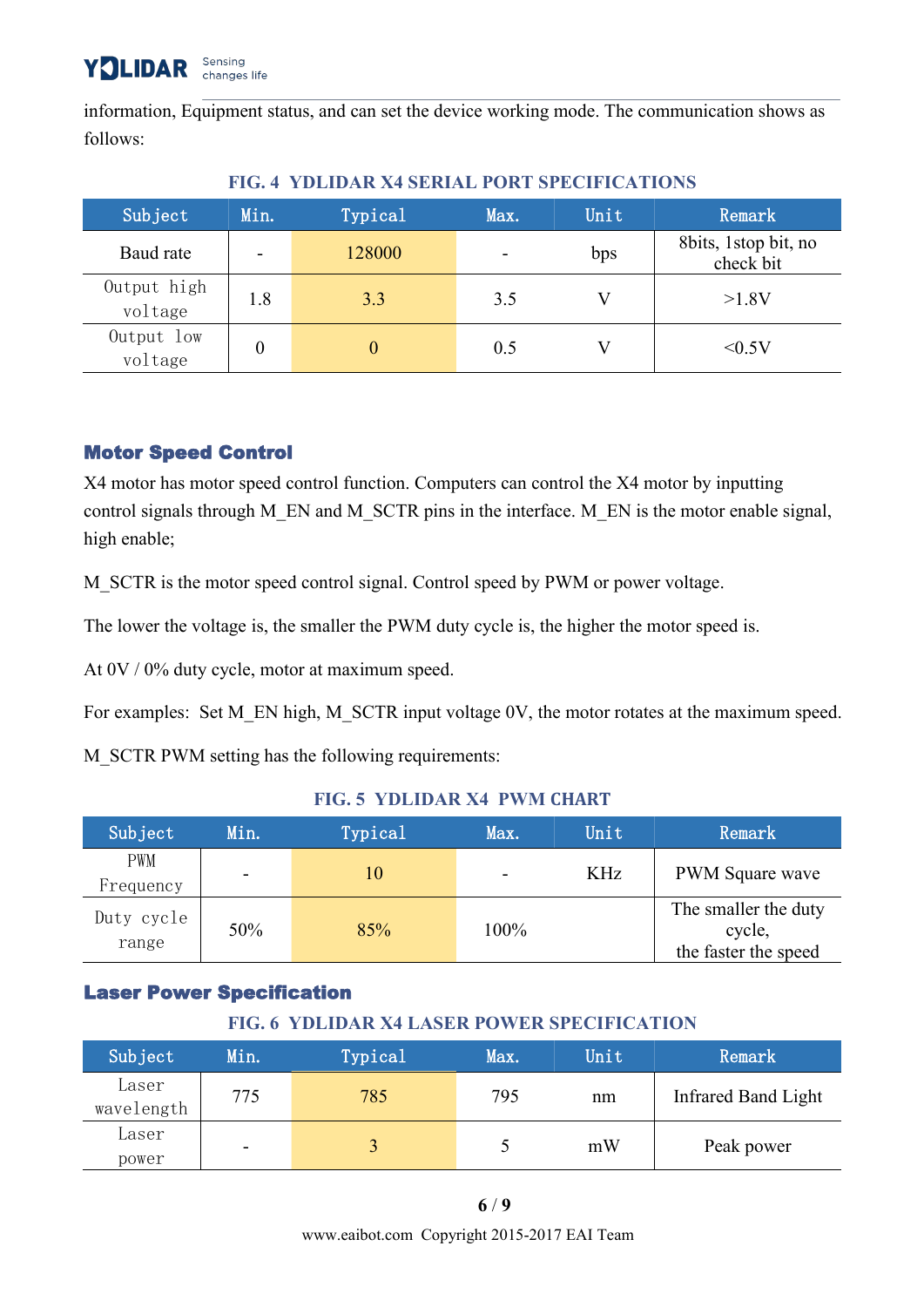information, Equipment status, and can set the device working mode. The communication shows as follows:

**FIG. 4 YDLIDAR X4 SERIAL PORT SPECIFICATIONS**

| Subject | Min. | Typical | Max. | Unit | Remark |
|---|---|---|---|---|---|
| Baud rate | - | 128000 | - | bps | 8bits, 1stop bit, no check bit |
| Output high voltage | 1.8 | 3.3 | 3.5 | V | >1.8V |
| Output low voltage | 0 | 0 | 0.5 | V | <0.5V |

### Motor Speed Control

X4 motor has motor speed control function. Computers can control the X4 motor by inputting control signals through M_EN and M_SCTR pins in the interface. M_EN is the motor enable signal, high enable;

M_SCTR is the motor speed control signal. Control speed by PWM or power voltage.

The lower the voltage is, the smaller the PWM duty cycle is, the higher the motor speed is.

At 0V / 0% duty cycle, motor at maximum speed.

For examples: Set M_EN high, M_SCTR input voltage 0V, the motor rotates at the maximum speed.

M_SCTR PWM setting has the following requirements:

**FIG. 5 YDLIDAR X4 PWM CHART**

| Subject | Min. | Typical | Max. | Unit | Remark |
|---|---|---|---|---|---|
| PWM Frequency | - | 10 | - | KHz | PWM Square wave |
| Duty cycle range | 50% | 85% | 100% | | The smaller the duty cycle, the faster the speed |

### Laser Power Specification

**FIG. 6 YDLIDAR X4 LASER POWER SPECIFICATION**

| Subject | Min. | Typical | Max. | Unit | Remark |
|---|---|---|---|---|---|
| Laser wavelength | 775 | 785 | 795 | nm | Infrared Band Light |
| Laser power | - | 3 | 5 | mW | Peak power |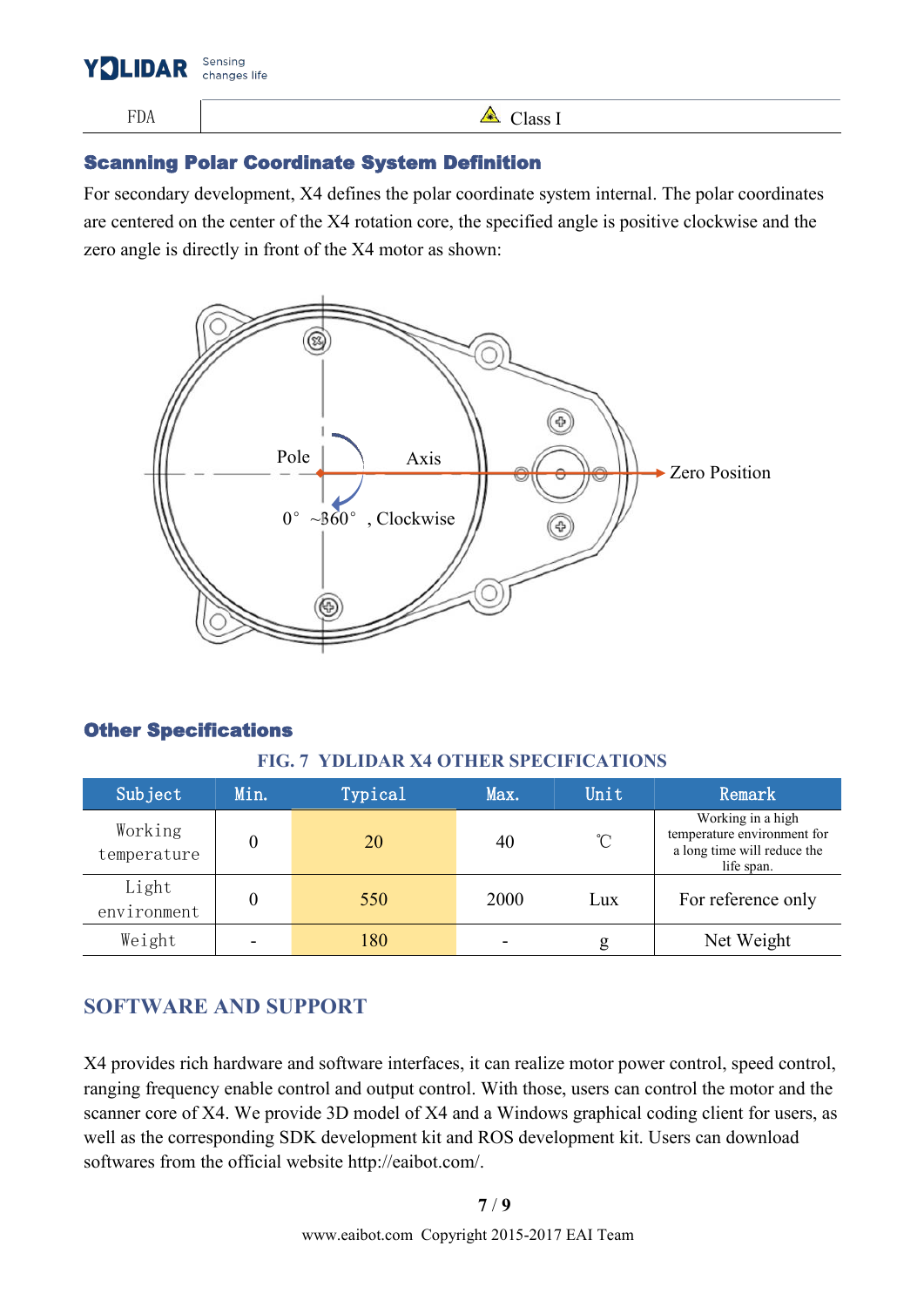| FDA | Class I |
|---|---|

## Scanning Polar Coordinate System Definition

For secondary development, X4 defines the polar coordinate system internal. The polar coordinates are centered on the center of the X4 rotation core, the specified angle is positive clockwise and the zero angle is directly in front of the X4 motor as shown:

## Other Specifications

FIG. 7 YDLIDAR X4 OTHER SPECIFICATIONS

| Subject | Min. | Typical | Max. | Unit | Remark |
|---|---|---|---|---|---|
| Working temperature | 0 | 20 | 40 | ℃ | Working in a high temperature environment for a long time will reduce the life span. |
| Light environment | 0 | 550 | 2000 | Lux | For reference only |
| Weight | - | 180 | - | g | Net Weight |

## SOFTWARE AND SUPPORT

X4 provides rich hardware and software interfaces, it can realize motor power control, speed control, ranging frequency enable control and output control. With those, users can control the motor and the scanner core of X4. We provide 3D model of X4 and a Windows graphical coding client for users, as well as the corresponding SDK development kit and ROS development kit. Users can download softwares from the official website http://eaibot.com/.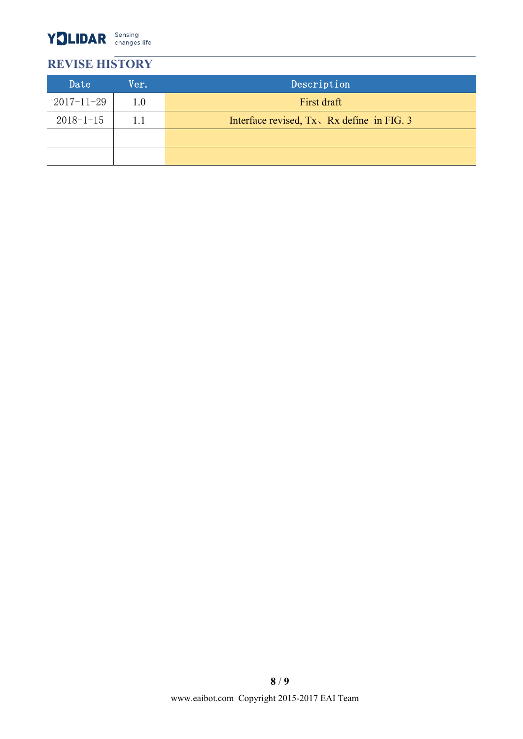## REVISE HISTORY

| Date | Ver. | Description |
|---|---|---|
| 2017-11-29 | 1.0 | First draft |
| 2018-1-15 | 1.1 | Interface revised, Tx、Rx define in FIG. 3 |
| | | |
| | | |